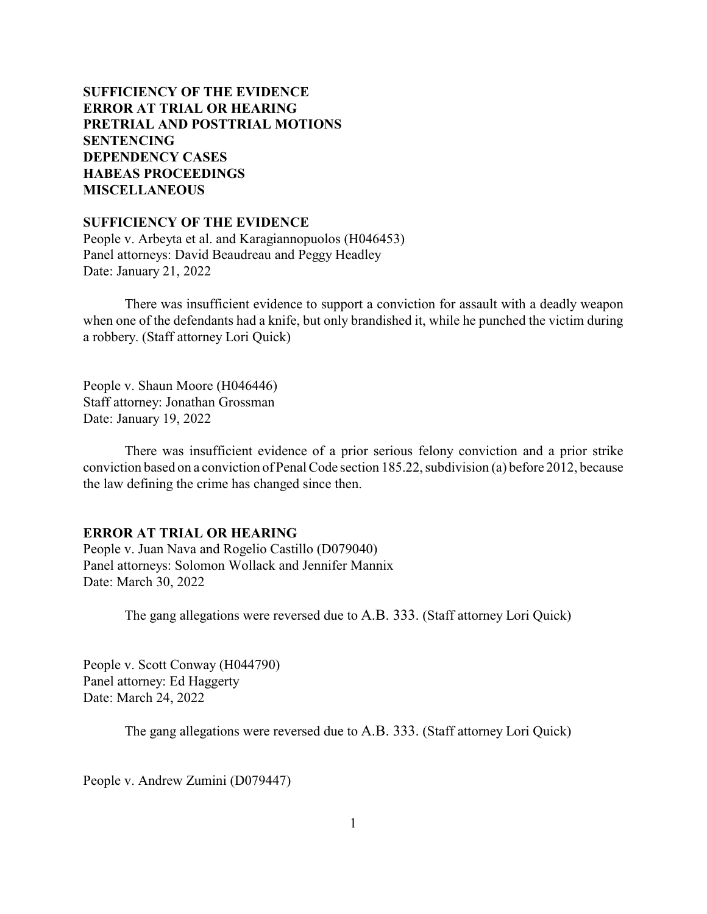**SUFFICIENCY OF THE EVIDENCE**
**ERROR AT TRIAL OR HEARING**
**PRETRIAL AND POSTTRIAL MOTIONS**
**SENTENCING**
**DEPENDENCY CASES**
**HABEAS PROCEEDINGS**
**MISCELLANEOUS**

## SUFFICIENCY OF THE EVIDENCE

People v. Arbeyta et al. and Karagiannopuolos (H046453)
Panel attorneys: David Beaudreau and Peggy Headley
Date: January 21, 2022

There was insufficient evidence to support a conviction for assault with a deadly weapon when one of the defendants had a knife, but only brandished it, while he punched the victim during a robbery. (Staff attorney Lori Quick)

People v. Shaun Moore (H046446)
Staff attorney: Jonathan Grossman
Date: January 19, 2022

There was insufficient evidence of a prior serious felony conviction and a prior strike conviction based on a conviction of Penal Code section 185.22, subdivision (a) before 2012, because the law defining the crime has changed since then.

## ERROR AT TRIAL OR HEARING

People v. Juan Nava and Rogelio Castillo (D079040)
Panel attorneys: Solomon Wollack and Jennifer Mannix
Date: March 30, 2022

The gang allegations were reversed due to A.B. 333. (Staff attorney Lori Quick)

People v. Scott Conway (H044790)
Panel attorney: Ed Haggerty
Date: March 24, 2022

The gang allegations were reversed due to A.B. 333. (Staff attorney Lori Quick)

People v. Andrew Zumini (D079447)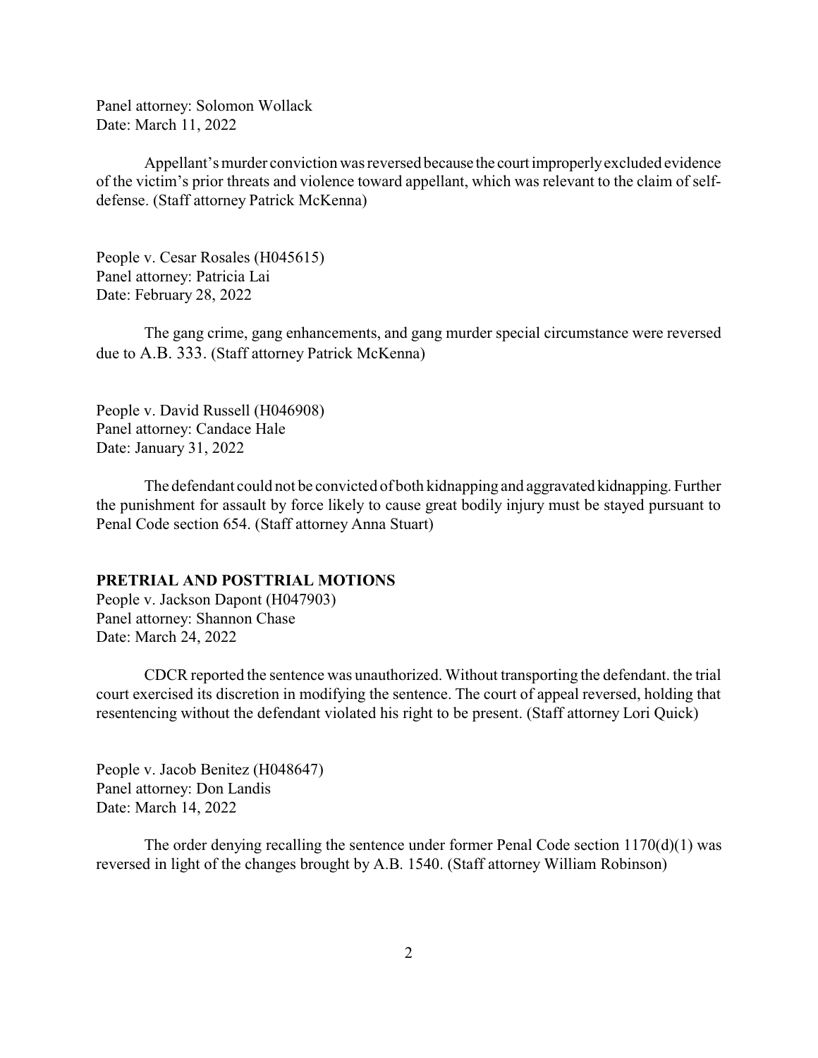Panel attorney: Solomon Wollack
Date: March 11, 2022

Appellant's murder conviction was reversed because the court improperly excluded evidence of the victim's prior threats and violence toward appellant, which was relevant to the claim of self-defense. (Staff attorney Patrick McKenna)

People v. Cesar Rosales (H045615)
Panel attorney: Patricia Lai
Date: February 28, 2022

The gang crime, gang enhancements, and gang murder special circumstance were reversed due to A.B. 333. (Staff attorney Patrick McKenna)

People v. David Russell (H046908)
Panel attorney: Candace Hale
Date: January 31, 2022

The defendant could not be convicted of both kidnapping and aggravated kidnapping. Further the punishment for assault by force likely to cause great bodily injury must be stayed pursuant to Penal Code section 654. (Staff attorney Anna Stuart)

**PRETRIAL AND POSTTRIAL MOTIONS**

People v. Jackson Dapont (H047903)
Panel attorney: Shannon Chase
Date: March 24, 2022

CDCR reported the sentence was unauthorized. Without transporting the defendant. the trial court exercised its discretion in modifying the sentence. The court of appeal reversed, holding that resentencing without the defendant violated his right to be present. (Staff attorney Lori Quick)

People v. Jacob Benitez (H048647)
Panel attorney: Don Landis
Date: March 14, 2022

The order denying recalling the sentence under former Penal Code section 1170(d)(1) was reversed in light of the changes brought by A.B. 1540. (Staff attorney William Robinson)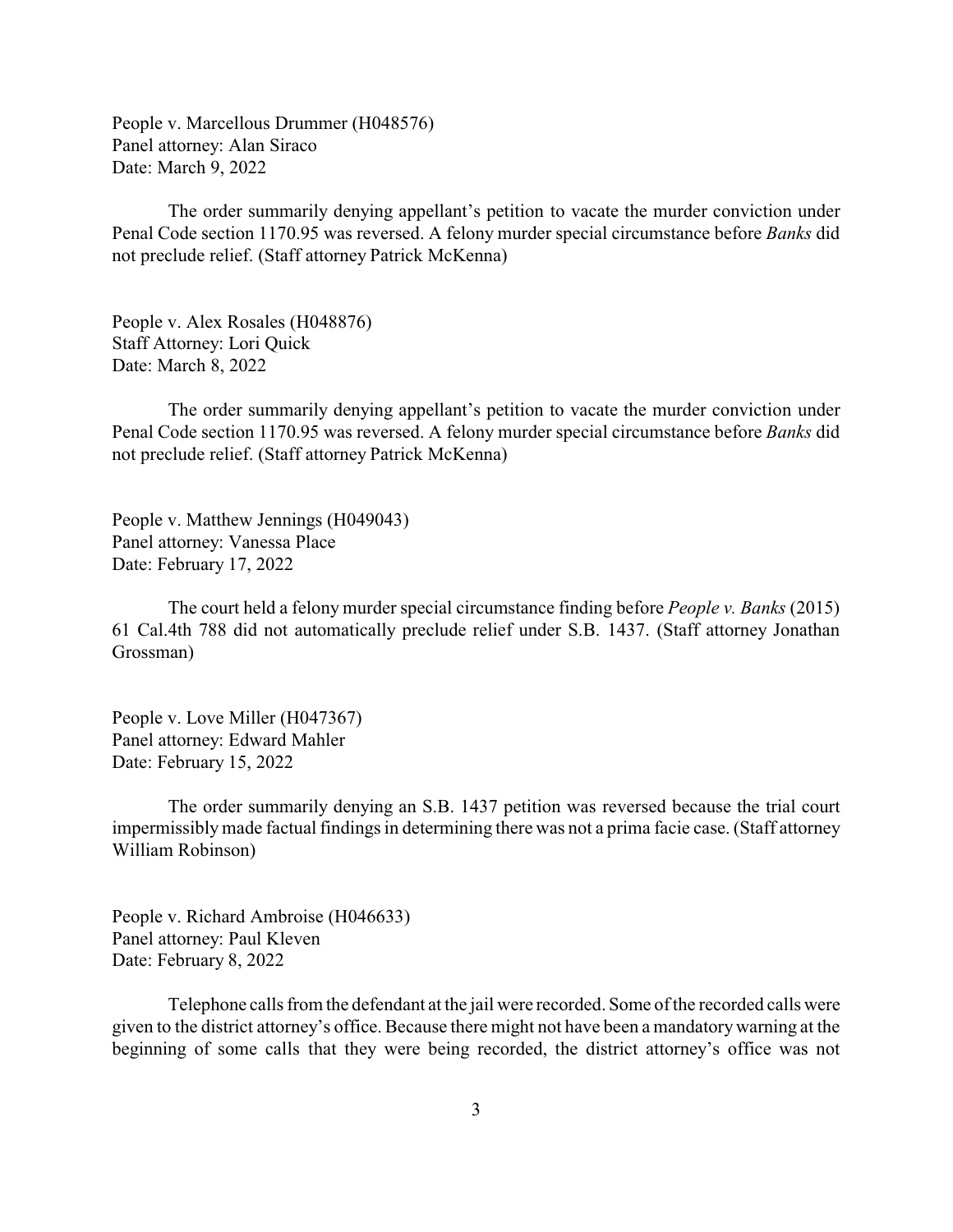People v. Marcellous Drummer (H048576)
Panel attorney: Alan Siraco
Date: March 9, 2022

The order summarily denying appellant's petition to vacate the murder conviction under Penal Code section 1170.95 was reversed. A felony murder special circumstance before *Banks* did not preclude relief. (Staff attorney Patrick McKenna)

People v. Alex Rosales (H048876)
Staff Attorney: Lori Quick
Date: March 8, 2022

The order summarily denying appellant's petition to vacate the murder conviction under Penal Code section 1170.95 was reversed. A felony murder special circumstance before *Banks* did not preclude relief. (Staff attorney Patrick McKenna)

People v. Matthew Jennings (H049043)
Panel attorney: Vanessa Place
Date: February 17, 2022

The court held a felony murder special circumstance finding before *People v. Banks* (2015) 61 Cal.4th 788 did not automatically preclude relief under S.B. 1437. (Staff attorney Jonathan Grossman)

People v. Love Miller (H047367)
Panel attorney: Edward Mahler
Date: February 15, 2022

The order summarily denying an S.B. 1437 petition was reversed because the trial court impermissibly made factual findings in determining there was not a prima facie case. (Staff attorney William Robinson)

People v. Richard Ambroise (H046633)
Panel attorney: Paul Kleven
Date: February 8, 2022

Telephone calls from the defendant at the jail were recorded. Some of the recorded calls were given to the district attorney's office. Because there might not have been a mandatory warning at the beginning of some calls that they were being recorded, the district attorney's office was not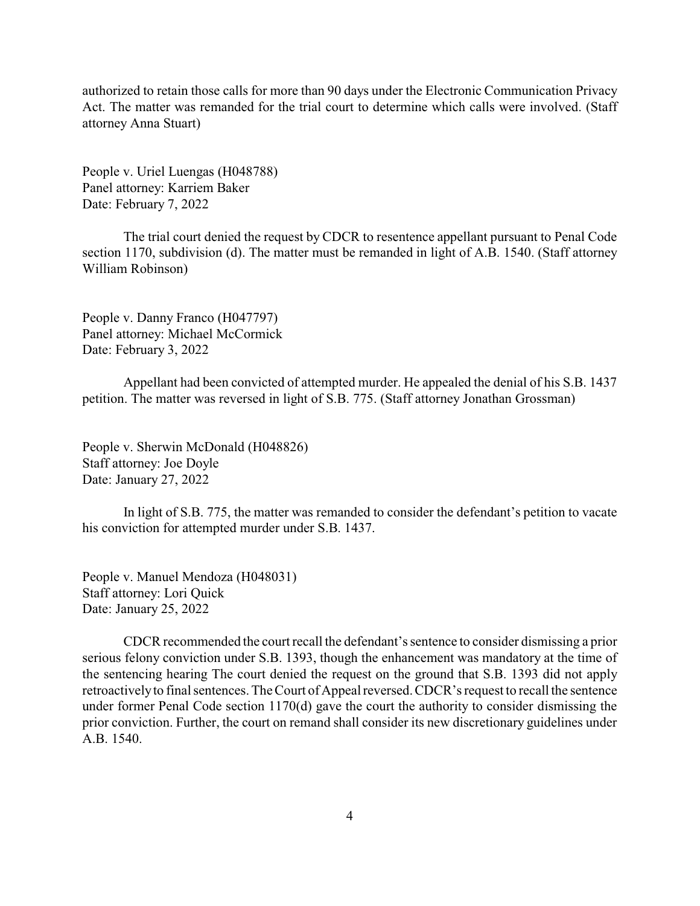authorized to retain those calls for more than 90 days under the Electronic Communication Privacy Act. The matter was remanded for the trial court to determine which calls were involved. (Staff attorney Anna Stuart)

People v. Uriel Luengas (H048788)
Panel attorney: Karriem Baker
Date: February 7, 2022

The trial court denied the request by CDCR to resentence appellant pursuant to Penal Code section 1170, subdivision (d). The matter must be remanded in light of A.B. 1540. (Staff attorney William Robinson)

People v. Danny Franco (H047797)
Panel attorney: Michael McCormick
Date: February 3, 2022

Appellant had been convicted of attempted murder. He appealed the denial of his S.B. 1437 petition. The matter was reversed in light of S.B. 775. (Staff attorney Jonathan Grossman)

People v. Sherwin McDonald (H048826)
Staff attorney: Joe Doyle
Date: January 27, 2022

In light of S.B. 775, the matter was remanded to consider the defendant's petition to vacate his conviction for attempted murder under S.B. 1437.

People v. Manuel Mendoza (H048031)
Staff attorney: Lori Quick
Date: January 25, 2022

CDCR recommended the court recall the defendant's sentence to consider dismissing a prior serious felony conviction under S.B. 1393, though the enhancement was mandatory at the time of the sentencing hearing The court denied the request on the ground that S.B. 1393 did not apply retroactively to final sentences. The Court of Appeal reversed. CDCR's request to recall the sentence under former Penal Code section 1170(d) gave the court the authority to consider dismissing the prior conviction. Further, the court on remand shall consider its new discretionary guidelines under A.B. 1540.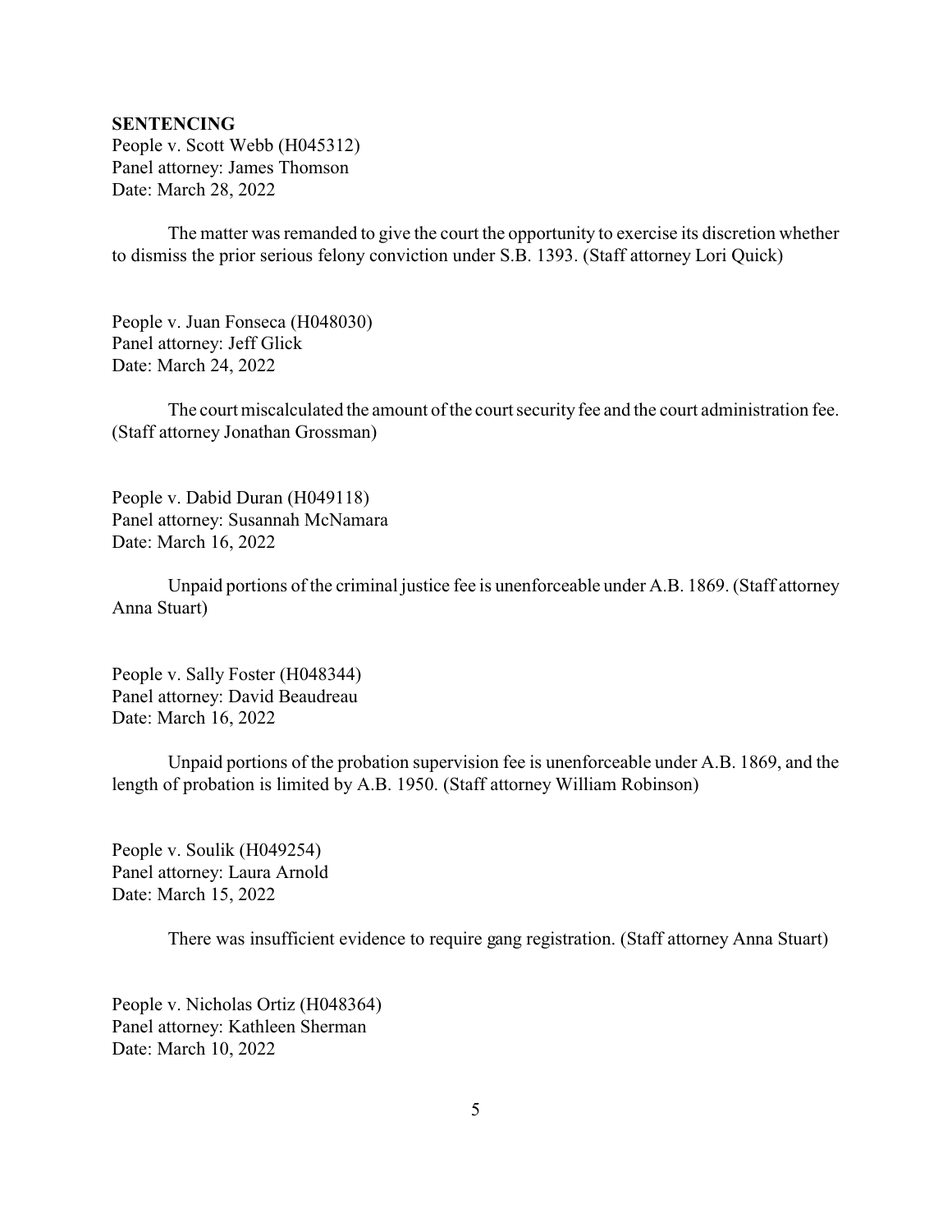**SENTENCING**

People v. Scott Webb (H045312)
Panel attorney: James Thomson
Date: March 28, 2022

The matter was remanded to give the court the opportunity to exercise its discretion whether to dismiss the prior serious felony conviction under S.B. 1393. (Staff attorney Lori Quick)

People v. Juan Fonseca (H048030)
Panel attorney: Jeff Glick
Date: March 24, 2022

The court miscalculated the amount of the court security fee and the court administration fee. (Staff attorney Jonathan Grossman)

People v. Dabid Duran (H049118)
Panel attorney: Susannah McNamara
Date: March 16, 2022

Unpaid portions of the criminal justice fee is unenforceable under A.B. 1869. (Staff attorney Anna Stuart)

People v. Sally Foster (H048344)
Panel attorney: David Beaudreau
Date: March 16, 2022

Unpaid portions of the probation supervision fee is unenforceable under A.B. 1869, and the length of probation is limited by A.B. 1950. (Staff attorney William Robinson)

People v. Soulik (H049254)
Panel attorney: Laura Arnold
Date: March 15, 2022

There was insufficient evidence to require gang registration. (Staff attorney Anna Stuart)

People v. Nicholas Ortiz (H048364)
Panel attorney: Kathleen Sherman
Date: March 10, 2022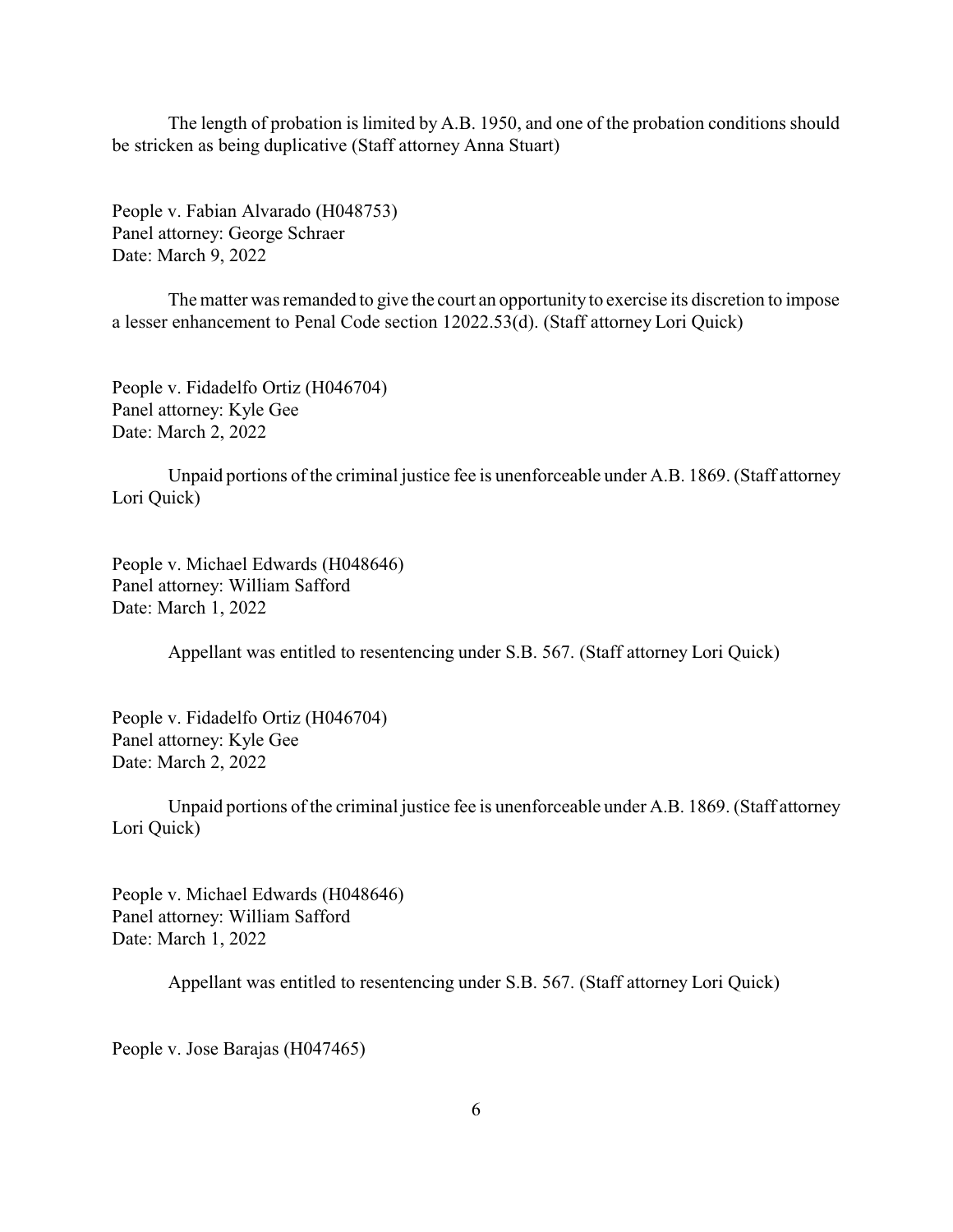The length of probation is limited by A.B. 1950, and one of the probation conditions should be stricken as being duplicative (Staff attorney Anna Stuart)

People v. Fabian Alvarado (H048753)
Panel attorney: George Schraer
Date: March 9, 2022

The matter was remanded to give the court an opportunity to exercise its discretion to impose a lesser enhancement to Penal Code section 12022.53(d). (Staff attorney Lori Quick)

People v. Fidadelfo Ortiz (H046704)
Panel attorney: Kyle Gee
Date: March 2, 2022

Unpaid portions of the criminal justice fee is unenforceable under A.B. 1869. (Staff attorney Lori Quick)

People v. Michael Edwards (H048646)
Panel attorney: William Safford
Date: March 1, 2022

Appellant was entitled to resentencing under S.B. 567. (Staff attorney Lori Quick)

People v. Fidadelfo Ortiz (H046704)
Panel attorney: Kyle Gee
Date: March 2, 2022

Unpaid portions of the criminal justice fee is unenforceable under A.B. 1869. (Staff attorney Lori Quick)

People v. Michael Edwards (H048646)
Panel attorney: William Safford
Date: March 1, 2022

Appellant was entitled to resentencing under S.B. 567. (Staff attorney Lori Quick)

People v. Jose Barajas (H047465)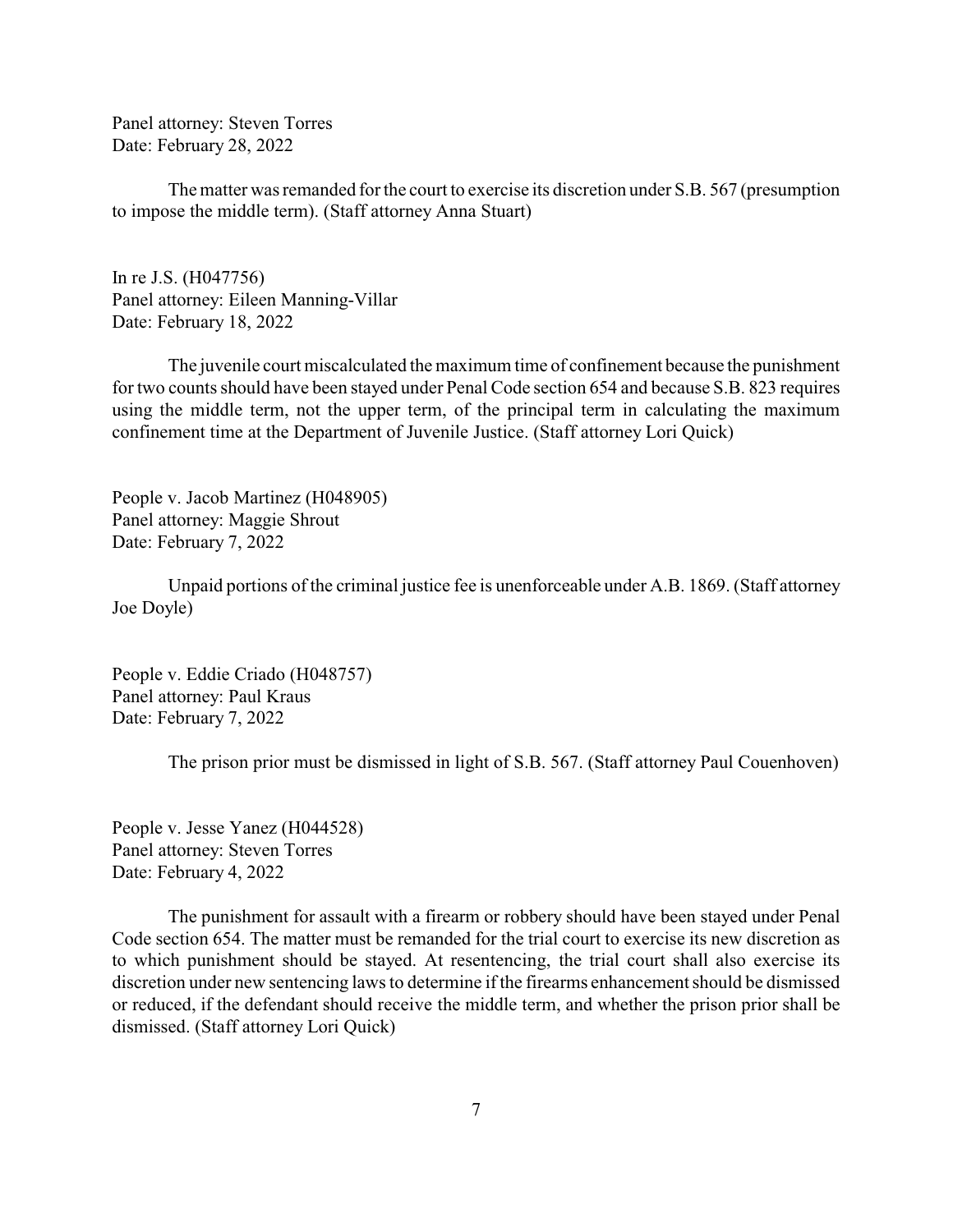Panel attorney: Steven Torres
Date: February 28, 2022

The matter was remanded for the court to exercise its discretion under S.B. 567 (presumption to impose the middle term). (Staff attorney Anna Stuart)

In re J.S. (H047756)
Panel attorney: Eileen Manning-Villar
Date: February 18, 2022

The juvenile court miscalculated the maximum time of confinement because the punishment for two counts should have been stayed under Penal Code section 654 and because S.B. 823 requires using the middle term, not the upper term, of the principal term in calculating the maximum confinement time at the Department of Juvenile Justice. (Staff attorney Lori Quick)

People v. Jacob Martinez (H048905)
Panel attorney: Maggie Shrout
Date: February 7, 2022

Unpaid portions of the criminal justice fee is unenforceable under A.B. 1869. (Staff attorney Joe Doyle)

People v. Eddie Criado (H048757)
Panel attorney: Paul Kraus
Date: February 7, 2022

The prison prior must be dismissed in light of S.B. 567. (Staff attorney Paul Couenhoven)

People v. Jesse Yanez (H044528)
Panel attorney: Steven Torres
Date: February 4, 2022

The punishment for assault with a firearm or robbery should have been stayed under Penal Code section 654. The matter must be remanded for the trial court to exercise its new discretion as to which punishment should be stayed. At resentencing, the trial court shall also exercise its discretion under new sentencing laws to determine if the firearms enhancement should be dismissed or reduced, if the defendant should receive the middle term, and whether the prison prior shall be dismissed. (Staff attorney Lori Quick)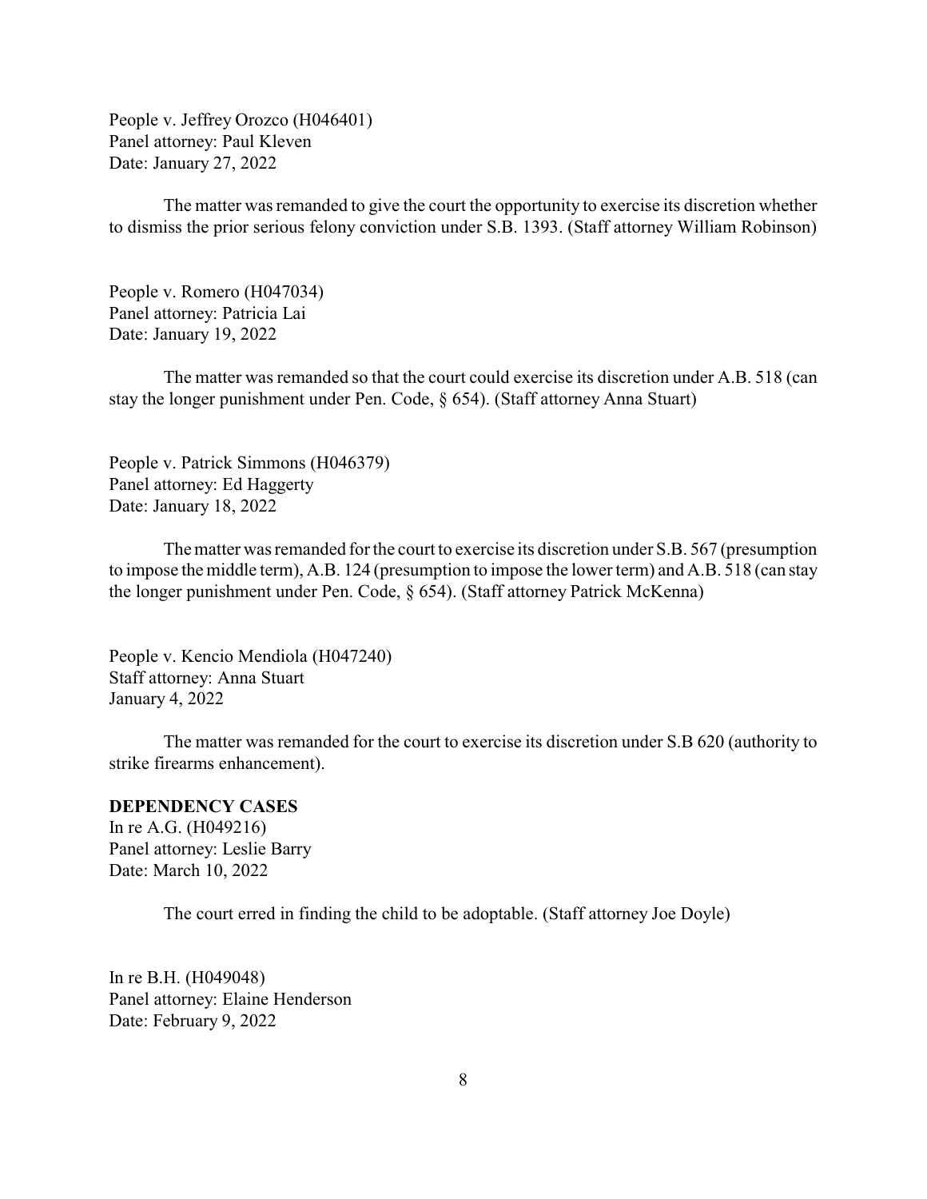People v. Jeffrey Orozco (H046401)
Panel attorney: Paul Kleven
Date: January 27, 2022

The matter was remanded to give the court the opportunity to exercise its discretion whether to dismiss the prior serious felony conviction under S.B. 1393. (Staff attorney William Robinson)

People v. Romero (H047034)
Panel attorney: Patricia Lai
Date: January 19, 2022

The matter was remanded so that the court could exercise its discretion under A.B. 518 (can stay the longer punishment under Pen. Code, § 654). (Staff attorney Anna Stuart)

People v. Patrick Simmons (H046379)
Panel attorney: Ed Haggerty
Date: January 18, 2022

The matter was remanded for the court to exercise its discretion under S.B. 567 (presumption to impose the middle term), A.B. 124 (presumption to impose the lower term) and A.B. 518 (can stay the longer punishment under Pen. Code, § 654). (Staff attorney Patrick McKenna)

People v. Kencio Mendiola (H047240)
Staff attorney: Anna Stuart
January 4, 2022

The matter was remanded for the court to exercise its discretion under S.B 620 (authority to strike firearms enhancement).

**DEPENDENCY CASES**

In re A.G. (H049216)
Panel attorney: Leslie Barry
Date: March 10, 2022

The court erred in finding the child to be adoptable. (Staff attorney Joe Doyle)

In re B.H. (H049048)
Panel attorney: Elaine Henderson
Date: February 9, 2022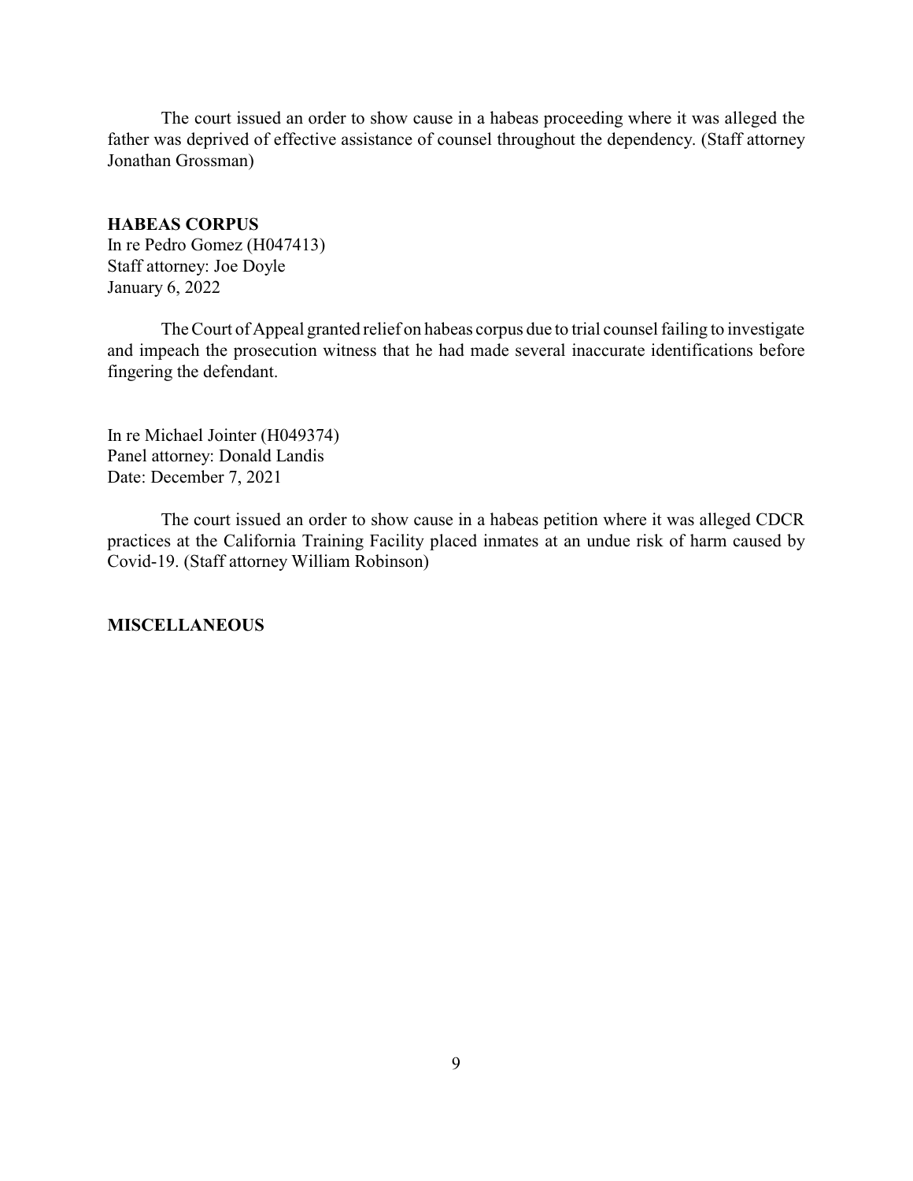The court issued an order to show cause in a habeas proceeding where it was alleged the father was deprived of effective assistance of counsel throughout the dependency. (Staff attorney Jonathan Grossman)

**HABEAS CORPUS**

In re Pedro Gomez (H047413)
Staff attorney: Joe Doyle
January 6, 2022

The Court of Appeal granted relief on habeas corpus due to trial counsel failing to investigate and impeach the prosecution witness that he had made several inaccurate identifications before fingering the defendant.

In re Michael Jointer (H049374)
Panel attorney: Donald Landis
Date: December 7, 2021

The court issued an order to show cause in a habeas petition where it was alleged CDCR practices at the California Training Facility placed inmates at an undue risk of harm caused by Covid-19. (Staff attorney William Robinson)

**MISCELLANEOUS**